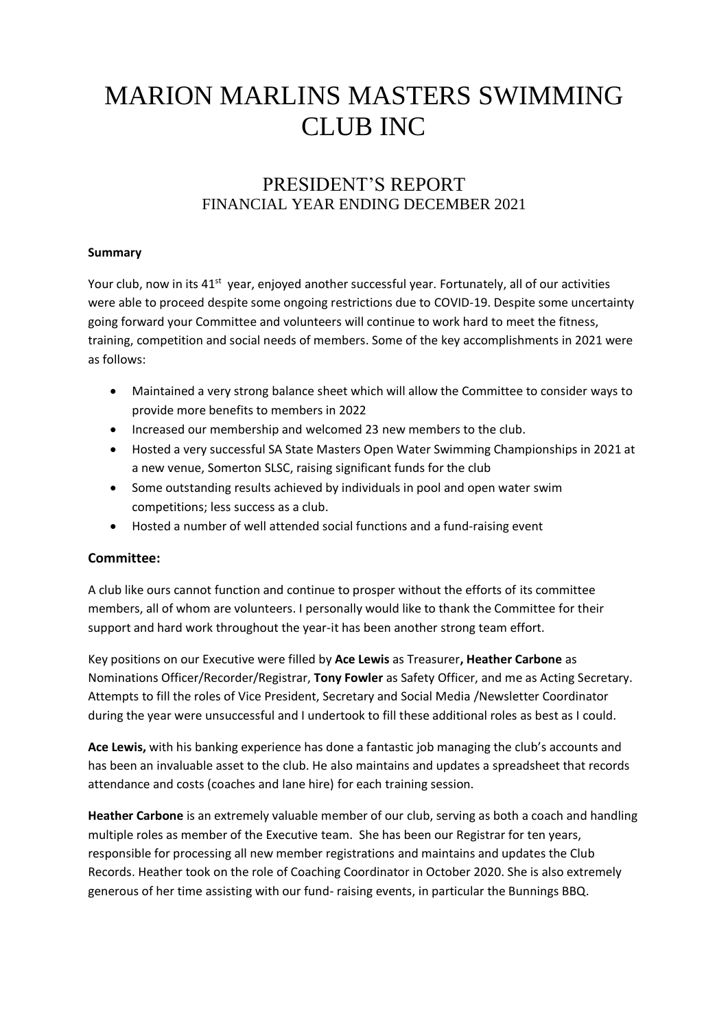# MARION MARLINS MASTERS SWIMMING CLUB INC

## PRESIDENT'S REPORT
FINANCIAL YEAR ENDING DECEMBER 2021

**Summary**

Your club, now in its 41st year, enjoyed another successful year. Fortunately, all of our activities were able to proceed despite some ongoing restrictions due to COVID-19. Despite some uncertainty going forward your Committee and volunteers will continue to work hard to meet the fitness, training, competition and social needs of members. Some of the key accomplishments in 2021 were as follows:

- Maintained a very strong balance sheet which will allow the Committee to consider ways to provide more benefits to members in 2022
- Increased our membership and welcomed 23 new members to the club.
- Hosted a very successful SA State Masters Open Water Swimming Championships in 2021 at a new venue, Somerton SLSC, raising significant funds for the club
- Some outstanding results achieved by individuals in pool and open water swim competitions; less success as a club.
- Hosted a number of well attended social functions and a fund-raising event

### Committee:

A club like ours cannot function and continue to prosper without the efforts of its committee members, all of whom are volunteers. I personally would like to thank the Committee for their support and hard work throughout the year-it has been another strong team effort.

Key positions on our Executive were filled by **Ace Lewis** as Treasurer**, Heather Carbone** as Nominations Officer/Recorder/Registrar, **Tony Fowler** as Safety Officer, and me as Acting Secretary. Attempts to fill the roles of Vice President, Secretary and Social Media /Newsletter Coordinator during the year were unsuccessful and I undertook to fill these additional roles as best as I could.

**Ace Lewis,** with his banking experience has done a fantastic job managing the club's accounts and has been an invaluable asset to the club. He also maintains and updates a spreadsheet that records attendance and costs (coaches and lane hire) for each training session.

**Heather Carbone** is an extremely valuable member of our club, serving as both a coach and handling multiple roles as member of the Executive team. She has been our Registrar for ten years, responsible for processing all new member registrations and maintains and updates the Club Records. Heather took on the role of Coaching Coordinator in October 2020. She is also extremely generous of her time assisting with our fund- raising events, in particular the Bunnings BBQ.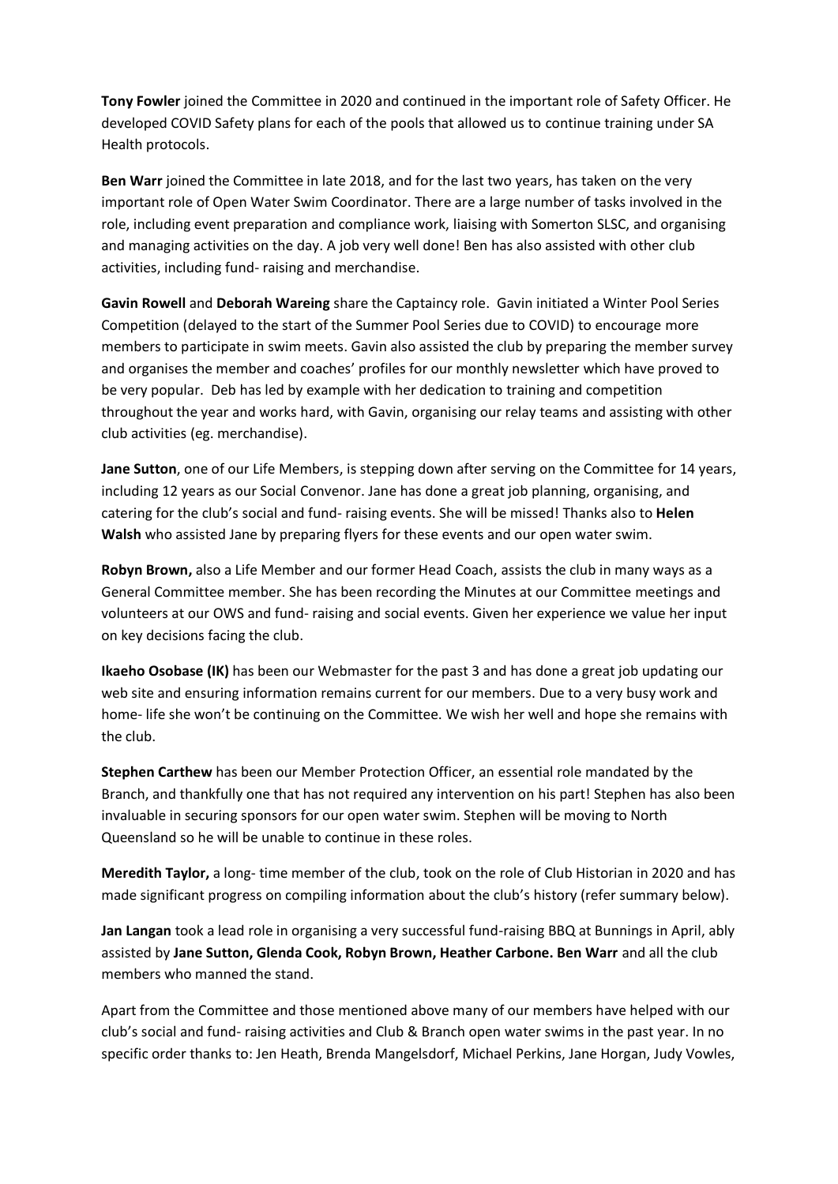**Tony Fowler** joined the Committee in 2020 and continued in the important role of Safety Officer. He developed COVID Safety plans for each of the pools that allowed us to continue training under SA Health protocols.

**Ben Warr** joined the Committee in late 2018, and for the last two years, has taken on the very important role of Open Water Swim Coordinator. There are a large number of tasks involved in the role, including event preparation and compliance work, liaising with Somerton SLSC, and organising and managing activities on the day. A job very well done! Ben has also assisted with other club activities, including fund- raising and merchandise.

**Gavin Rowell** and **Deborah Wareing** share the Captaincy role. Gavin initiated a Winter Pool Series Competition (delayed to the start of the Summer Pool Series due to COVID) to encourage more members to participate in swim meets. Gavin also assisted the club by preparing the member survey and organises the member and coaches' profiles for our monthly newsletter which have proved to be very popular. Deb has led by example with her dedication to training and competition throughout the year and works hard, with Gavin, organising our relay teams and assisting with other club activities (eg. merchandise).

**Jane Sutton**, one of our Life Members, is stepping down after serving on the Committee for 14 years, including 12 years as our Social Convenor. Jane has done a great job planning, organising, and catering for the club's social and fund- raising events. She will be missed! Thanks also to **Helen Walsh** who assisted Jane by preparing flyers for these events and our open water swim.

**Robyn Brown,** also a Life Member and our former Head Coach, assists the club in many ways as a General Committee member. She has been recording the Minutes at our Committee meetings and volunteers at our OWS and fund- raising and social events. Given her experience we value her input on key decisions facing the club.

**Ikaeho Osobase (IK)** has been our Webmaster for the past 3 and has done a great job updating our web site and ensuring information remains current for our members. Due to a very busy work and home- life she won't be continuing on the Committee. We wish her well and hope she remains with the club.

**Stephen Carthew** has been our Member Protection Officer, an essential role mandated by the Branch, and thankfully one that has not required any intervention on his part! Stephen has also been invaluable in securing sponsors for our open water swim. Stephen will be moving to North Queensland so he will be unable to continue in these roles.

**Meredith Taylor,** a long- time member of the club, took on the role of Club Historian in 2020 and has made significant progress on compiling information about the club's history (refer summary below).

**Jan Langan** took a lead role in organising a very successful fund-raising BBQ at Bunnings in April, ably assisted by **Jane Sutton, Glenda Cook, Robyn Brown, Heather Carbone. Ben Warr** and all the club members who manned the stand.

Apart from the Committee and those mentioned above many of our members have helped with our club's social and fund- raising activities and Club & Branch open water swims in the past year. In no specific order thanks to: Jen Heath, Brenda Mangelsdorf, Michael Perkins, Jane Horgan, Judy Vowles,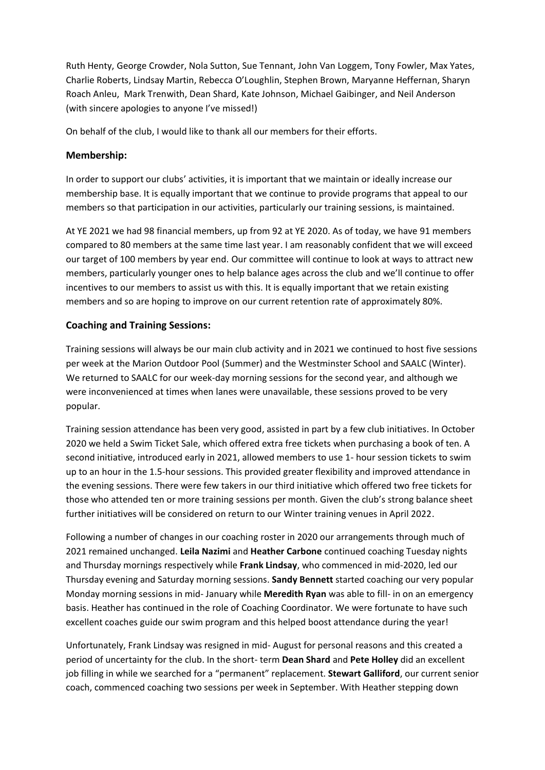Ruth Henty, George Crowder, Nola Sutton, Sue Tennant, John Van Loggem, Tony Fowler, Max Yates, Charlie Roberts, Lindsay Martin, Rebecca O'Loughlin, Stephen Brown, Maryanne Heffernan, Sharyn Roach Anleu, Mark Trenwith, Dean Shard, Kate Johnson, Michael Gaibinger, and Neil Anderson (with sincere apologies to anyone I've missed!)

On behalf of the club, I would like to thank all our members for their efforts.

## Membership:

In order to support our clubs' activities, it is important that we maintain or ideally increase our membership base. It is equally important that we continue to provide programs that appeal to our members so that participation in our activities, particularly our training sessions, is maintained.

At YE 2021 we had 98 financial members, up from 92 at YE 2020. As of today, we have 91 members compared to 80 members at the same time last year. I am reasonably confident that we will exceed our target of 100 members by year end. Our committee will continue to look at ways to attract new members, particularly younger ones to help balance ages across the club and we'll continue to offer incentives to our members to assist us with this. It is equally important that we retain existing members and so are hoping to improve on our current retention rate of approximately 80%.

## Coaching and Training Sessions:

Training sessions will always be our main club activity and in 2021 we continued to host five sessions per week at the Marion Outdoor Pool (Summer) and the Westminster School and SAALC (Winter). We returned to SAALC for our week-day morning sessions for the second year, and although we were inconvenienced at times when lanes were unavailable, these sessions proved to be very popular.

Training session attendance has been very good, assisted in part by a few club initiatives. In October 2020 we held a Swim Ticket Sale, which offered extra free tickets when purchasing a book of ten. A second initiative, introduced early in 2021, allowed members to use 1- hour session tickets to swim up to an hour in the 1.5-hour sessions. This provided greater flexibility and improved attendance in the evening sessions. There were few takers in our third initiative which offered two free tickets for those who attended ten or more training sessions per month. Given the club's strong balance sheet further initiatives will be considered on return to our Winter training venues in April 2022.

Following a number of changes in our coaching roster in 2020 our arrangements through much of 2021 remained unchanged. **Leila Nazimi** and **Heather Carbone** continued coaching Tuesday nights and Thursday mornings respectively while **Frank Lindsay**, who commenced in mid-2020, led our Thursday evening and Saturday morning sessions. **Sandy Bennett** started coaching our very popular Monday morning sessions in mid- January while **Meredith Ryan** was able to fill- in on an emergency basis. Heather has continued in the role of Coaching Coordinator. We were fortunate to have such excellent coaches guide our swim program and this helped boost attendance during the year!

Unfortunately, Frank Lindsay was resigned in mid- August for personal reasons and this created a period of uncertainty for the club. In the short- term **Dean Shard** and **Pete Holley** did an excellent job filling in while we searched for a "permanent" replacement. **Stewart Galliford**, our current senior coach, commenced coaching two sessions per week in September. With Heather stepping down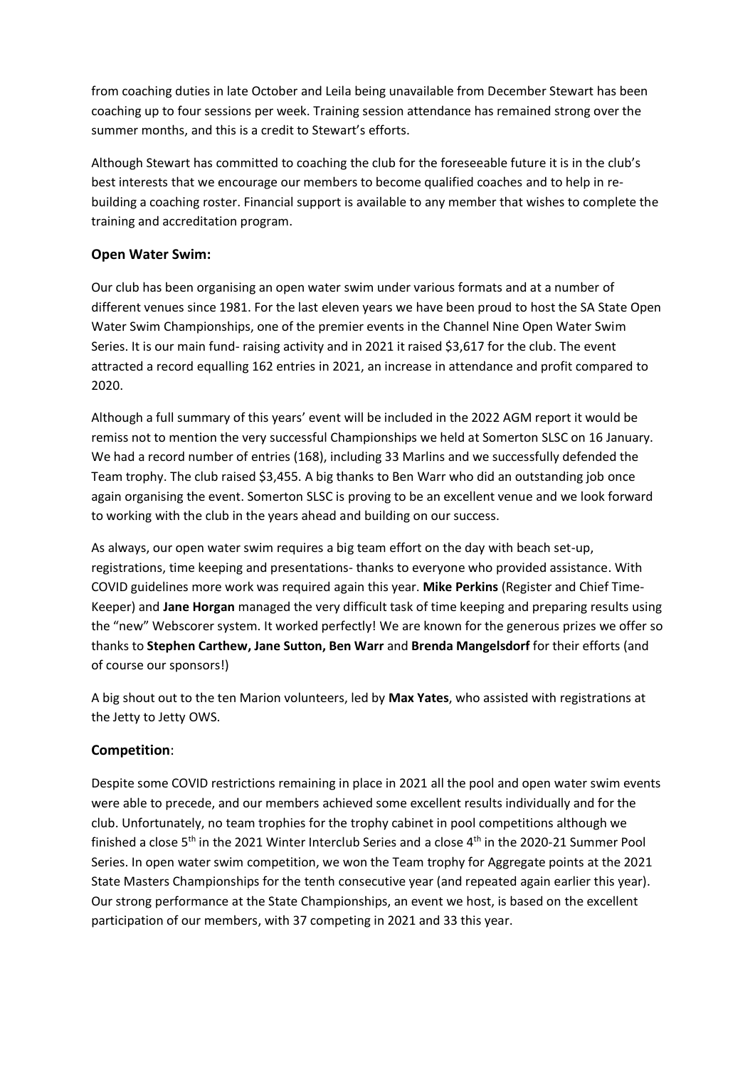from coaching duties in late October and Leila being unavailable from December Stewart has been coaching up to four sessions per week. Training session attendance has remained strong over the summer months, and this is a credit to Stewart's efforts.

Although Stewart has committed to coaching the club for the foreseeable future it is in the club's best interests that we encourage our members to become qualified coaches and to help in re-building a coaching roster. Financial support is available to any member that wishes to complete the training and accreditation program.

### Open Water Swim:

Our club has been organising an open water swim under various formats and at a number of different venues since 1981. For the last eleven years we have been proud to host the SA State Open Water Swim Championships, one of the premier events in the Channel Nine Open Water Swim Series. It is our main fund- raising activity and in 2021 it raised $3,617 for the club. The event attracted a record equalling 162 entries in 2021, an increase in attendance and profit compared to 2020.

Although a full summary of this years' event will be included in the 2022 AGM report it would be remiss not to mention the very successful Championships we held at Somerton SLSC on 16 January. We had a record number of entries (168), including 33 Marlins and we successfully defended the Team trophy. The club raised $3,455. A big thanks to Ben Warr who did an outstanding job once again organising the event. Somerton SLSC is proving to be an excellent venue and we look forward to working with the club in the years ahead and building on our success.

As always, our open water swim requires a big team effort on the day with beach set-up, registrations, time keeping and presentations- thanks to everyone who provided assistance. With COVID guidelines more work was required again this year. **Mike Perkins** (Register and Chief Time-Keeper) and **Jane Horgan** managed the very difficult task of time keeping and preparing results using the "new" Webscorer system. It worked perfectly! We are known for the generous prizes we offer so thanks to **Stephen Carthew, Jane Sutton, Ben Warr** and **Brenda Mangelsdorf** for their efforts (and of course our sponsors!)

A big shout out to the ten Marion volunteers, led by **Max Yates**, who assisted with registrations at the Jetty to Jetty OWS.

### Competition:

Despite some COVID restrictions remaining in place in 2021 all the pool and open water swim events were able to precede, and our members achieved some excellent results individually and for the club. Unfortunately, no team trophies for the trophy cabinet in pool competitions although we finished a close 5th in the 2021 Winter Interclub Series and a close 4th in the 2020-21 Summer Pool Series. In open water swim competition, we won the Team trophy for Aggregate points at the 2021 State Masters Championships for the tenth consecutive year (and repeated again earlier this year). Our strong performance at the State Championships, an event we host, is based on the excellent participation of our members, with 37 competing in 2021 and 33 this year.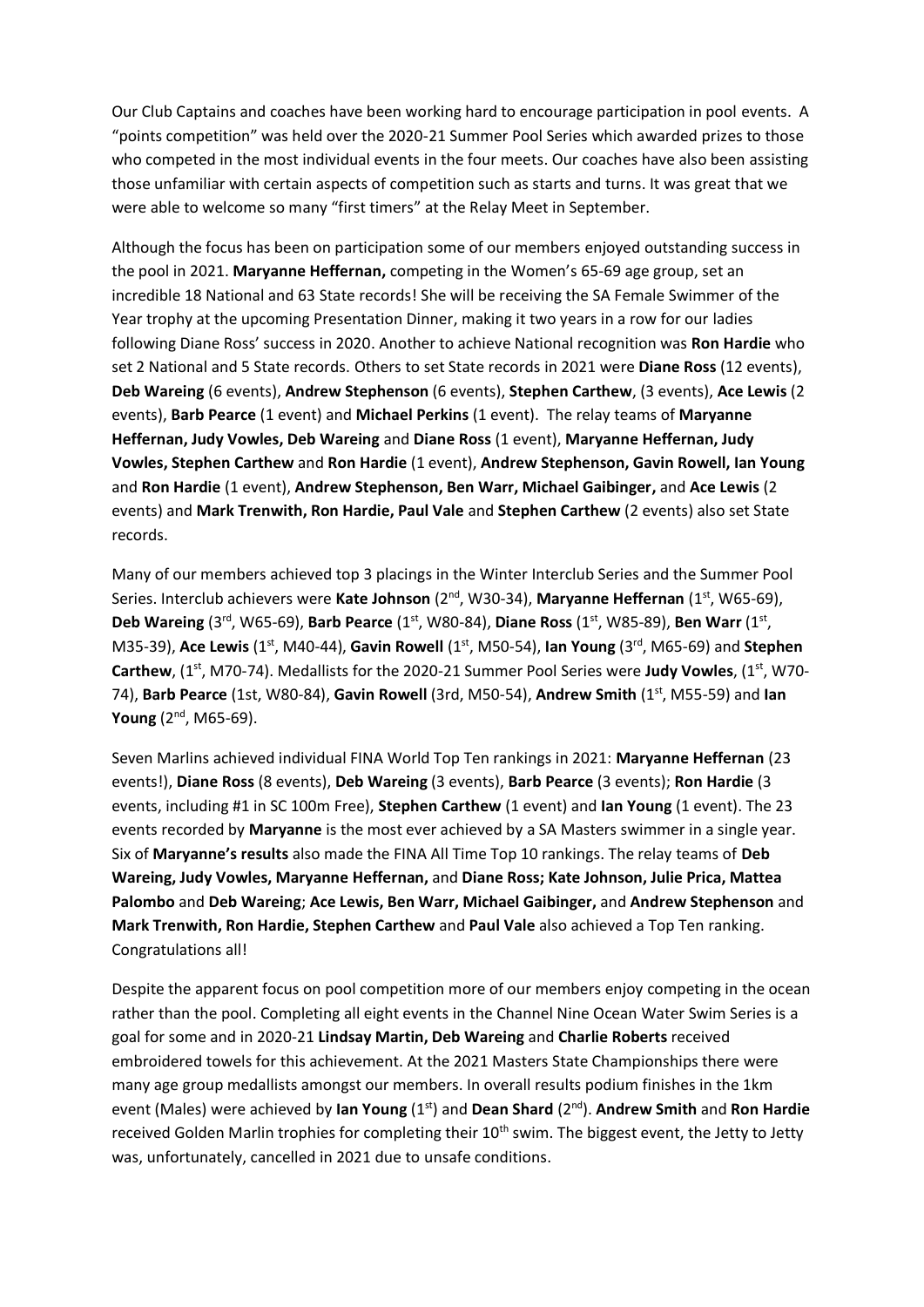Our Club Captains and coaches have been working hard to encourage participation in pool events. A "points competition" was held over the 2020-21 Summer Pool Series which awarded prizes to those who competed in the most individual events in the four meets. Our coaches have also been assisting those unfamiliar with certain aspects of competition such as starts and turns. It was great that we were able to welcome so many "first timers" at the Relay Meet in September.

Although the focus has been on participation some of our members enjoyed outstanding success in the pool in 2021. **Maryanne Heffernan,** competing in the Women's 65-69 age group, set an incredible 18 National and 63 State records! She will be receiving the SA Female Swimmer of the Year trophy at the upcoming Presentation Dinner, making it two years in a row for our ladies following Diane Ross' success in 2020. Another to achieve National recognition was **Ron Hardie** who set 2 National and 5 State records. Others to set State records in 2021 were **Diane Ross** (12 events), **Deb Wareing** (6 events), **Andrew Stephenson** (6 events), **Stephen Carthew**, (3 events), **Ace Lewis** (2 events), **Barb Pearce** (1 event) and **Michael Perkins** (1 event). The relay teams of **Maryanne Heffernan, Judy Vowles, Deb Wareing** and **Diane Ross** (1 event), **Maryanne Heffernan, Judy Vowles, Stephen Carthew** and **Ron Hardie** (1 event), **Andrew Stephenson, Gavin Rowell, Ian Young** and **Ron Hardie** (1 event), **Andrew Stephenson, Ben Warr, Michael Gaibinger,** and **Ace Lewis** (2 events) and **Mark Trenwith, Ron Hardie, Paul Vale** and **Stephen Carthew** (2 events) also set State records.

Many of our members achieved top 3 placings in the Winter Interclub Series and the Summer Pool Series. Interclub achievers were **Kate Johnson** (2nd, W30-34), **Maryanne Heffernan** (1st, W65-69), **Deb Wareing** (3rd, W65-69), **Barb Pearce** (1st, W80-84), **Diane Ross** (1st, W85-89), **Ben Warr** (1st, M35-39), **Ace Lewis** (1st, M40-44), **Gavin Rowell** (1st, M50-54), **Ian Young** (3rd, M65-69) and **Stephen Carthew**, (1st, M70-74). Medallists for the 2020-21 Summer Pool Series were **Judy Vowles**, (1st, W70-74), **Barb Pearce** (1st, W80-84), **Gavin Rowell** (3rd, M50-54), **Andrew Smith** (1st, M55-59) and **Ian Young** (2nd, M65-69).

Seven Marlins achieved individual FINA World Top Ten rankings in 2021: **Maryanne Heffernan** (23 events!), **Diane Ross** (8 events), **Deb Wareing** (3 events), **Barb Pearce** (3 events); **Ron Hardie** (3 events, including #1 in SC 100m Free), **Stephen Carthew** (1 event) and **Ian Young** (1 event). The 23 events recorded by **Maryanne** is the most ever achieved by a SA Masters swimmer in a single year. Six of **Maryanne's results** also made the FINA All Time Top 10 rankings. The relay teams of **Deb Wareing, Judy Vowles, Maryanne Heffernan,** and **Diane Ross; Kate Johnson, Julie Prica, Mattea Palombo** and **Deb Wareing**; **Ace Lewis, Ben Warr, Michael Gaibinger,** and **Andrew Stephenson** and **Mark Trenwith, Ron Hardie, Stephen Carthew** and **Paul Vale** also achieved a Top Ten ranking. Congratulations all!

Despite the apparent focus on pool competition more of our members enjoy competing in the ocean rather than the pool. Completing all eight events in the Channel Nine Ocean Water Swim Series is a goal for some and in 2020-21 **Lindsay Martin, Deb Wareing** and **Charlie Roberts** received embroidered towels for this achievement. At the 2021 Masters State Championships there were many age group medallists amongst our members. In overall results podium finishes in the 1km event (Males) were achieved by **Ian Young** (1st) and **Dean Shard** (2nd). **Andrew Smith** and **Ron Hardie** received Golden Marlin trophies for completing their 10th swim. The biggest event, the Jetty to Jetty was, unfortunately, cancelled in 2021 due to unsafe conditions.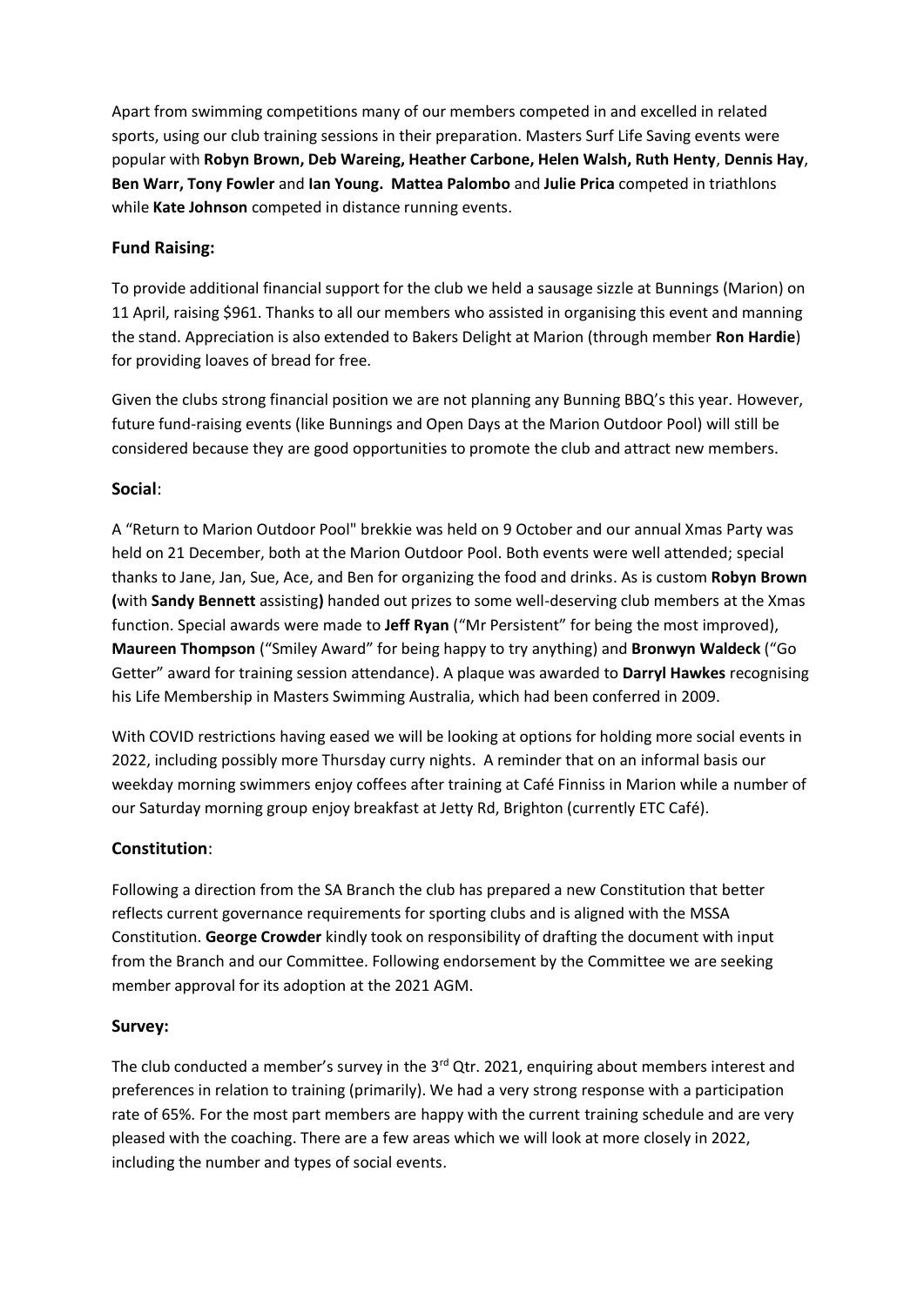Apart from swimming competitions many of our members competed in and excelled in related sports, using our club training sessions in their preparation. Masters Surf Life Saving events were popular with **Robyn Brown, Deb Wareing, Heather Carbone, Helen Walsh, Ruth Henty**, **Dennis Hay**, **Ben Warr, Tony Fowler** and **Ian Young. Mattea Palombo** and **Julie Prica** competed in triathlons while **Kate Johnson** competed in distance running events.

## Fund Raising:

To provide additional financial support for the club we held a sausage sizzle at Bunnings (Marion) on 11 April, raising $961. Thanks to all our members who assisted in organising this event and manning the stand. Appreciation is also extended to Bakers Delight at Marion (through member **Ron Hardie**) for providing loaves of bread for free.

Given the clubs strong financial position we are not planning any Bunning BBQ's this year. However, future fund-raising events (like Bunnings and Open Days at the Marion Outdoor Pool) will still be considered because they are good opportunities to promote the club and attract new members.

## Social:

A "Return to Marion Outdoor Pool" brekkie was held on 9 October and our annual Xmas Party was held on 21 December, both at the Marion Outdoor Pool. Both events were well attended; special thanks to Jane, Jan, Sue, Ace, and Ben for organizing the food and drinks. As is custom **Robyn Brown (**with **Sandy Bennett** assisting**)** handed out prizes to some well-deserving club members at the Xmas function. Special awards were made to **Jeff Ryan** ("Mr Persistent" for being the most improved), **Maureen Thompson** ("Smiley Award" for being happy to try anything) and **Bronwyn Waldeck** ("Go Getter" award for training session attendance). A plaque was awarded to **Darryl Hawkes** recognising his Life Membership in Masters Swimming Australia, which had been conferred in 2009.

With COVID restrictions having eased we will be looking at options for holding more social events in 2022, including possibly more Thursday curry nights. A reminder that on an informal basis our weekday morning swimmers enjoy coffees after training at Café Finniss in Marion while a number of our Saturday morning group enjoy breakfast at Jetty Rd, Brighton (currently ETC Café).

## Constitution:

Following a direction from the SA Branch the club has prepared a new Constitution that better reflects current governance requirements for sporting clubs and is aligned with the MSSA Constitution. **George Crowder** kindly took on responsibility of drafting the document with input from the Branch and our Committee. Following endorsement by the Committee we are seeking member approval for its adoption at the 2021 AGM.

## Survey:

The club conducted a member's survey in the 3rd Qtr. 2021, enquiring about members interest and preferences in relation to training (primarily). We had a very strong response with a participation rate of 65%. For the most part members are happy with the current training schedule and are very pleased with the coaching. There are a few areas which we will look at more closely in 2022, including the number and types of social events.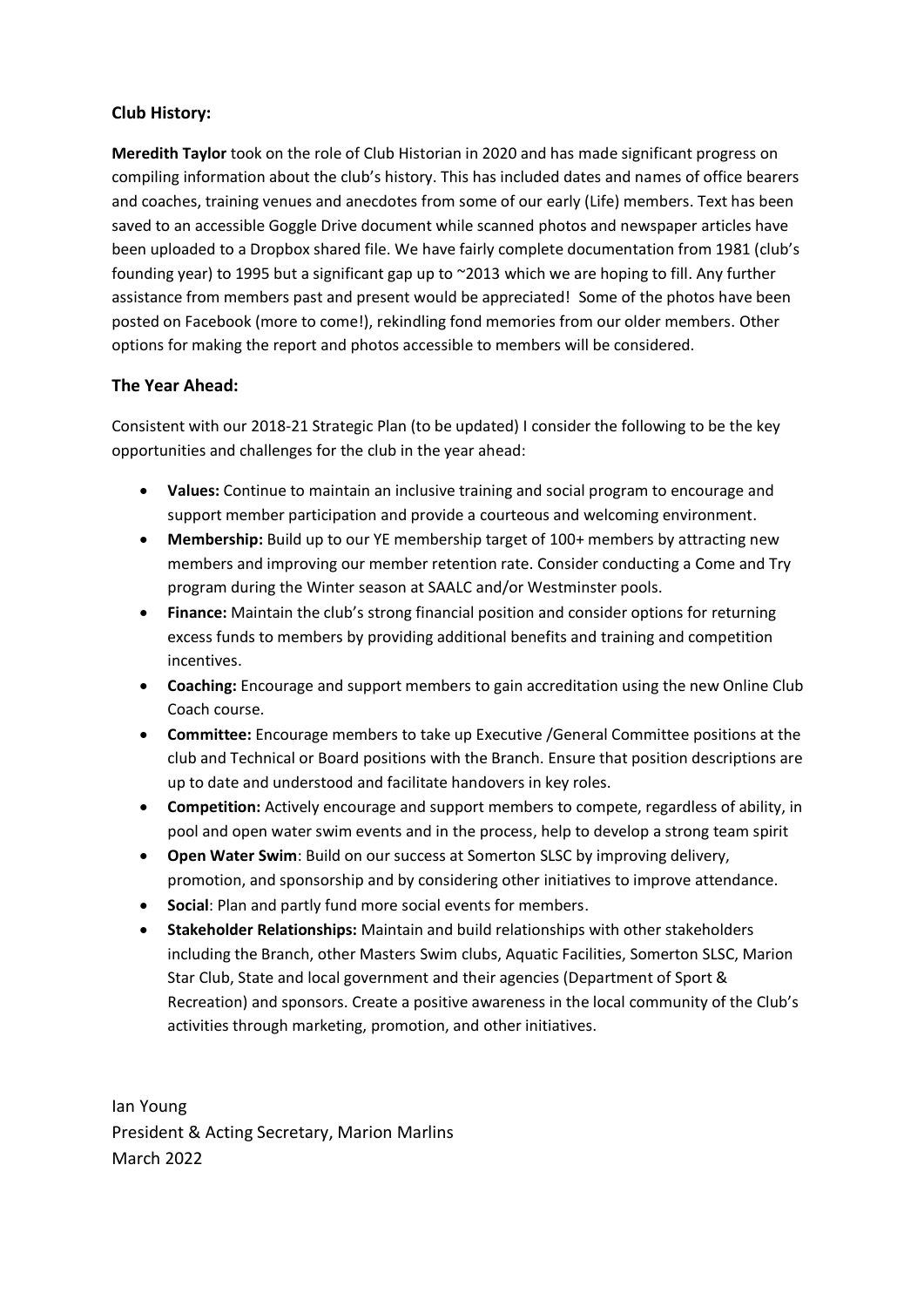**Club History:**

**Meredith Taylor** took on the role of Club Historian in 2020 and has made significant progress on compiling information about the club's history. This has included dates and names of office bearers and coaches, training venues and anecdotes from some of our early (Life) members. Text has been saved to an accessible Goggle Drive document while scanned photos and newspaper articles have been uploaded to a Dropbox shared file. We have fairly complete documentation from 1981 (club's founding year) to 1995 but a significant gap up to ~2013 which we are hoping to fill. Any further assistance from members past and present would be appreciated! Some of the photos have been posted on Facebook (more to come!), rekindling fond memories from our older members. Other options for making the report and photos accessible to members will be considered.

**The Year Ahead:**

Consistent with our 2018-21 Strategic Plan (to be updated) I consider the following to be the key opportunities and challenges for the club in the year ahead:

- **Values:** Continue to maintain an inclusive training and social program to encourage and support member participation and provide a courteous and welcoming environment.
- **Membership:** Build up to our YE membership target of 100+ members by attracting new members and improving our member retention rate. Consider conducting a Come and Try program during the Winter season at SAALC and/or Westminster pools.
- **Finance:** Maintain the club's strong financial position and consider options for returning excess funds to members by providing additional benefits and training and competition incentives.
- **Coaching:** Encourage and support members to gain accreditation using the new Online Club Coach course.
- **Committee:** Encourage members to take up Executive /General Committee positions at the club and Technical or Board positions with the Branch. Ensure that position descriptions are up to date and understood and facilitate handovers in key roles.
- **Competition:** Actively encourage and support members to compete, regardless of ability, in pool and open water swim events and in the process, help to develop a strong team spirit
- **Open Water Swim**: Build on our success at Somerton SLSC by improving delivery, promotion, and sponsorship and by considering other initiatives to improve attendance.
- **Social**: Plan and partly fund more social events for members.
- **Stakeholder Relationships:** Maintain and build relationships with other stakeholders including the Branch, other Masters Swim clubs, Aquatic Facilities, Somerton SLSC, Marion Star Club, State and local government and their agencies (Department of Sport & Recreation) and sponsors. Create a positive awareness in the local community of the Club's activities through marketing, promotion, and other initiatives.

Ian Young
President & Acting Secretary, Marion Marlins
March 2022